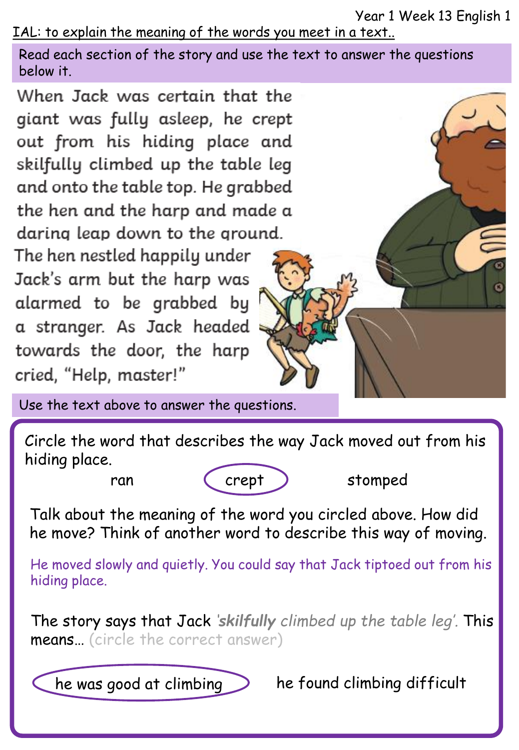Year 1 Week 13 English 1

IAL: to explain the meaning of the words you meet in a text..

Read each section of the story and use the text to answer the questions below it.

When Jack was certain that the giant was fully asleep, he crept out from his hiding place and skilfully climbed up the table leg and onto the table top. He grabbed the hen and the harp and made a daring leap down to the ground. The hen nestled happily under Jack's arm but the harp was alarmed to be grabbed by a stranger. As Jack headed towards the door, the harp cried, "Help, master!"

Use the text above to answer the questions.

Circle the word that describes the way Jack moved out from his hiding place.

ran　　**(crept)**　　stomped

Talk about the meaning of the word you circled above. How did he move? Think of another word to describe this way of moving.

He moved slowly and quietly. You could say that Jack tiptoed out from his hiding place.

The story says that Jack *'**skilfully** climbed up the table leg'*. This means… (circle the correct answer)

**(he was good at climbing)**　　he found climbing difficult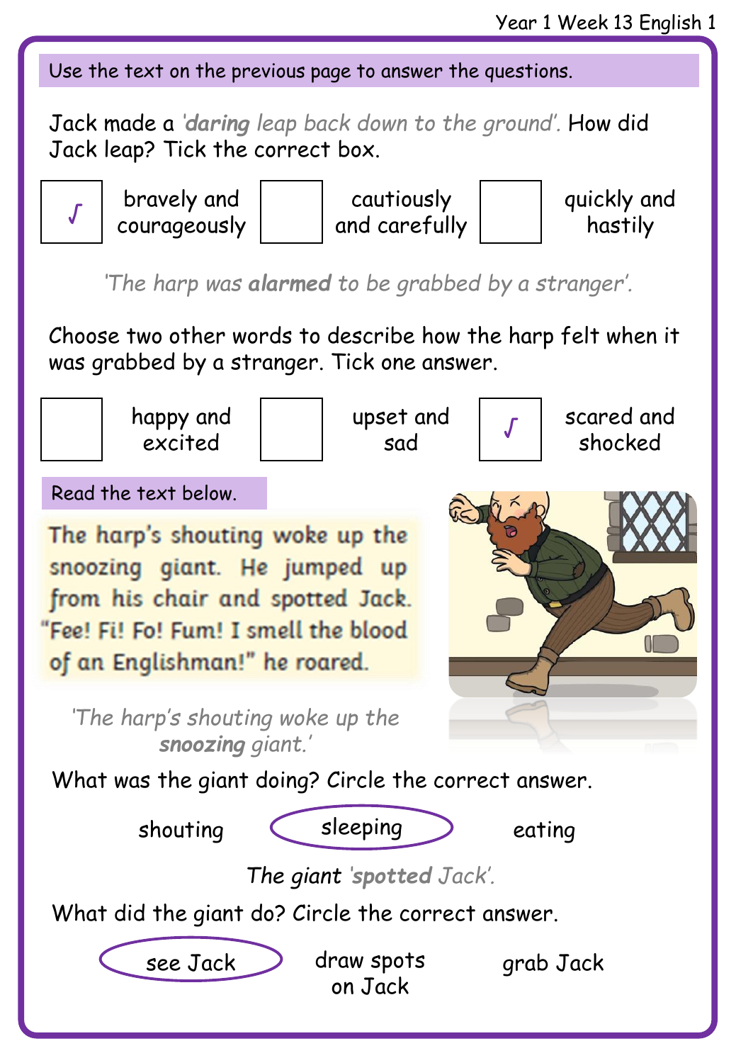Use the text on the previous page to answer the questions.

Jack made a *'**daring** leap back down to the ground'*. How did Jack leap? Tick the correct box.

- [x] bravely and courageously
- [ ] cautiously and carefully
- [ ] quickly and hastily

*'The harp was **alarmed** to be grabbed by a stranger'.*

Choose two other words to describe how the harp felt when it was grabbed by a stranger. Tick one answer.

- [ ] happy and excited
- [ ] upset and sad
- [x] scared and shocked

Read the text below.

The harp's shouting woke up the snoozing giant. He jumped up from his chair and spotted Jack. "Fee! Fi! Fo! Fum! I smell the blood of an Englishman!" he roared.

*'The harp's shouting woke up the **snoozing** giant.'*

What was the giant doing? Circle the correct answer.

shouting | **(sleeping)** | eating

*The giant 'spotted Jack'.*

What did the giant do? Circle the correct answer.

**(see Jack)** | draw spots on Jack | grab Jack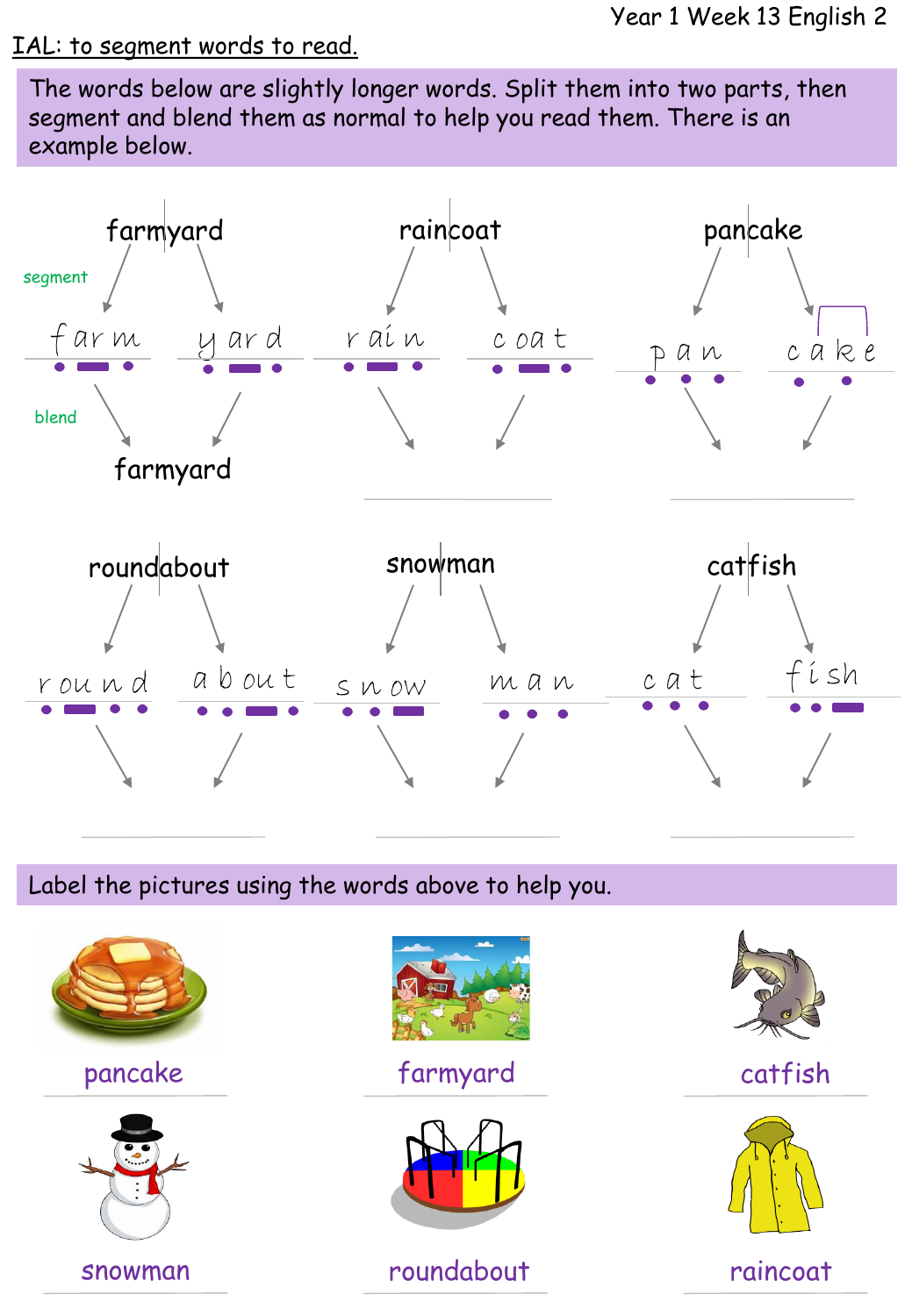Year 1 Week 13 English 2

**IAL: to segment words to read.**

The words below are slightly longer words. Split them into two parts, then segment and blend them as normal to help you read them. There is an example below.

farmyard

segment

f ar m &nbsp;&nbsp; y ar d

blend

farmyard

raincoat

r ai n &nbsp;&nbsp; c oa t

pancake

p a n &nbsp;&nbsp; c a k e

roundabout

r ou n d &nbsp;&nbsp; a b ou t

snowman

s n ow &nbsp;&nbsp; m a n

catfish

c a t &nbsp;&nbsp; f i sh

Label the pictures using the words above to help you.

pancake

farmyard

catfish

snowman

roundabout

raincoat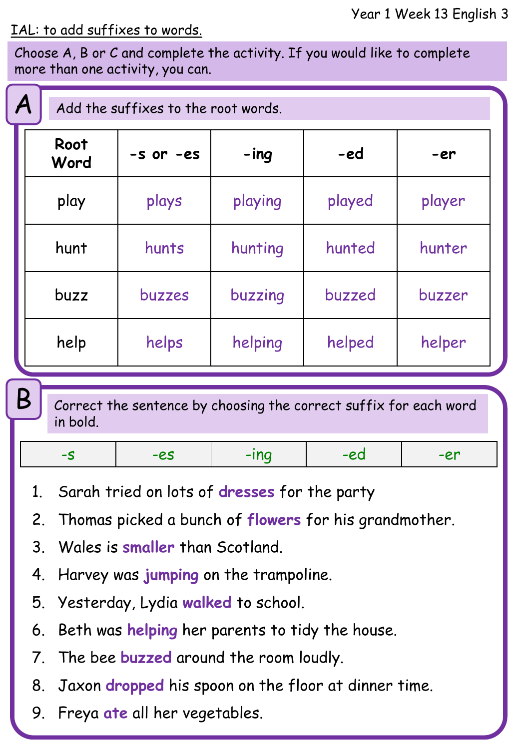Year 1 Week 13 English 3

IAL: to add suffixes to words.

Choose A, B or C and complete the activity. If you would like to complete more than one activity, you can.

## A

Add the suffixes to the root words.

| Root Word | -s or -es | -ing | -ed | -er |
|---|---|---|---|---|
| play | plays | playing | played | player |
| hunt | hunts | hunting | hunted | hunter |
| buzz | buzzes | buzzing | buzzed | buzzer |
| help | helps | helping | helped | helper |

## B

Correct the sentence by choosing the correct suffix for each word in bold.

| -s | -es | -ing | -ed | -er |
|---|---|---|---|---|

1. Sarah tried on lots of **dresses** for the party
2. Thomas picked a bunch of **flowers** for his grandmother.
3. Wales is **smaller** than Scotland.
4. Harvey was **jumping** on the trampoline.
5. Yesterday, Lydia **walked** to school.
6. Beth was **helping** her parents to tidy the house.
7. The bee **buzzed** around the room loudly.
8. Jaxon **dropped** his spoon on the floor at dinner time.
9. Freya **ate** all her vegetables.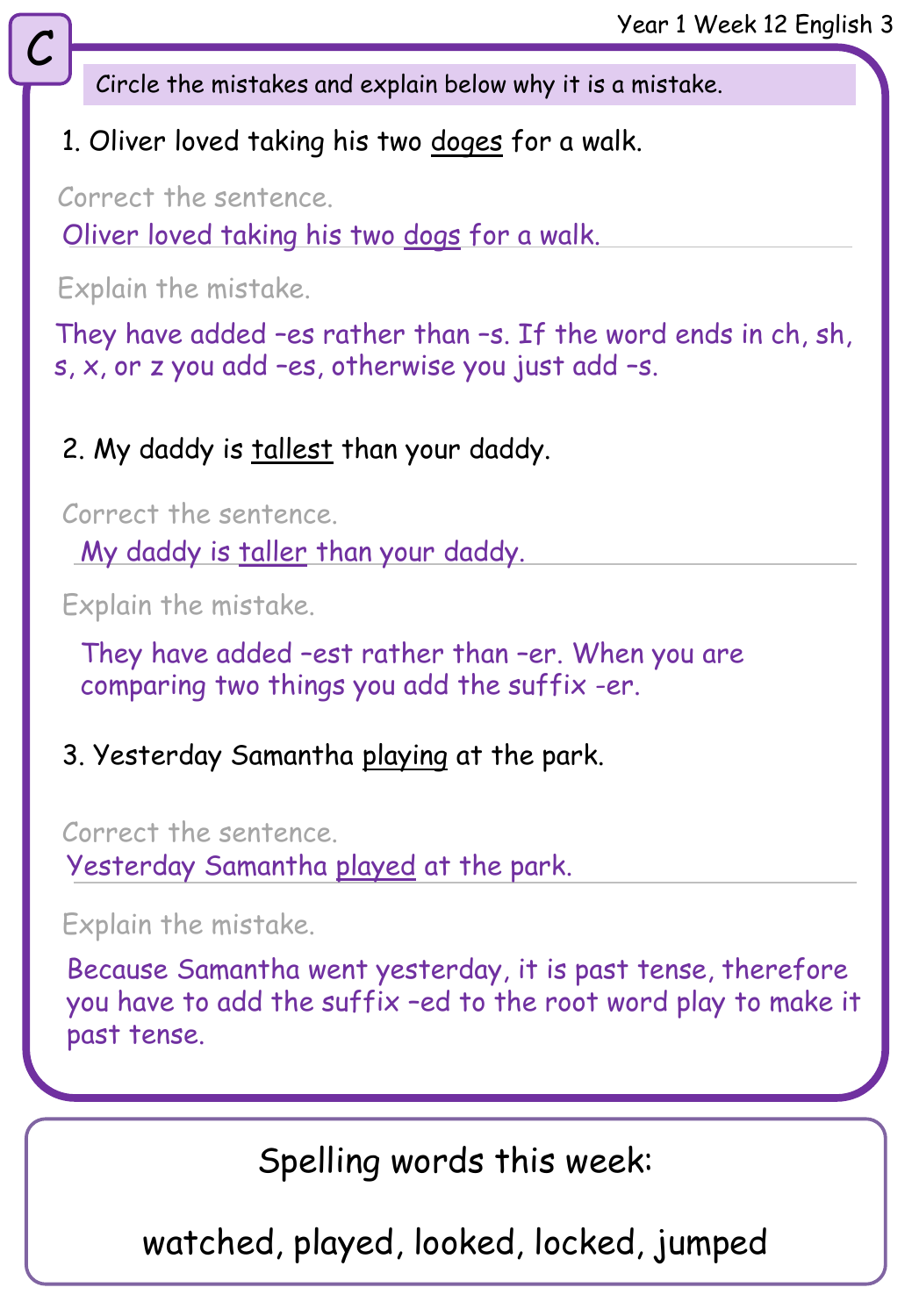C

Circle the mistakes and explain below why it is a mistake.

1. Oliver loved taking his two <u>doges</u> for a walk.

Correct the sentence.

Oliver loved taking his two <u>dogs</u> for a walk.

Explain the mistake.

They have added –es rather than –s. If the word ends in ch, sh, s, x, or z you add –es, otherwise you just add –s.

2. My daddy is <u>tallest</u> than your daddy.

Correct the sentence.

My daddy is <u>taller</u> than your daddy.

Explain the mistake.

They have added –est rather than –er. When you are comparing two things you add the suffix -er.

3. Yesterday Samantha <u>playing</u> at the park.

Correct the sentence.

Yesterday Samantha <u>played</u> at the park.

Explain the mistake.

Because Samantha went yesterday, it is past tense, therefore you have to add the suffix –ed to the root word play to make it past tense.

Spelling words this week:

watched, played, looked, locked, jumped